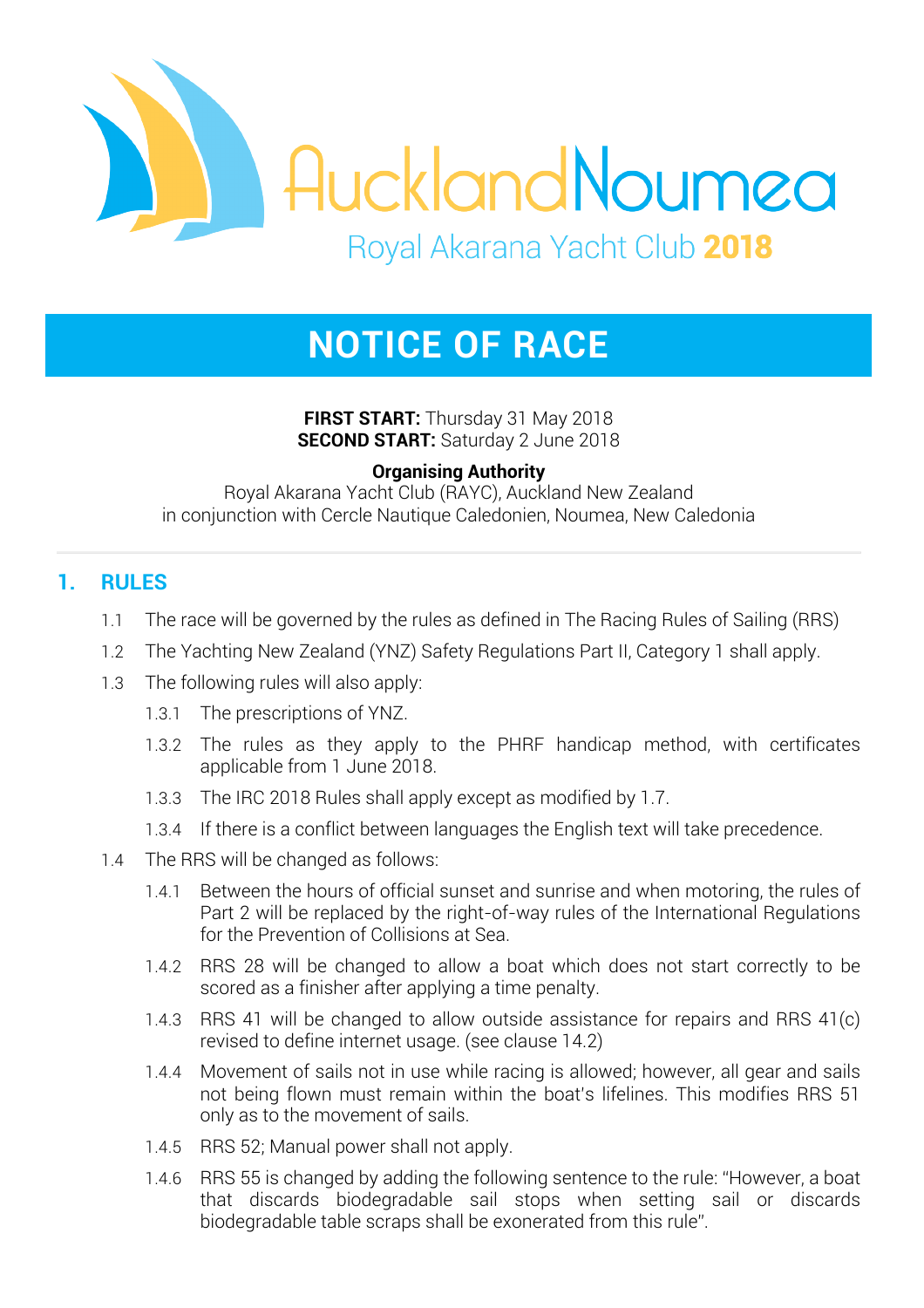AucklandNoumea

Royal Akarana Yacht Club **2018**

# NOTICE OF RACE

**FIRST START:** Thursday 31 May 2018
**SECOND START:** Saturday 2 June 2018

**Organising Authority**
Royal Akarana Yacht Club (RAYC), Auckland New Zealand
in conjunction with Cercle Nautique Caledonien, Noumea, New Caledonia

## 1. RULES

1.1 The race will be governed by the rules as defined in The Racing Rules of Sailing (RRS)

1.2 The Yachting New Zealand (YNZ) Safety Regulations Part II, Category 1 shall apply.

1.3 The following rules will also apply:

1.3.1 The prescriptions of YNZ.

1.3.2 The rules as they apply to the PHRF handicap method, with certificates applicable from 1 June 2018.

1.3.3 The IRC 2018 Rules shall apply except as modified by 1.7.

1.3.4 If there is a conflict between languages the English text will take precedence.

1.4 The RRS will be changed as follows:

1.4.1 Between the hours of official sunset and sunrise and when motoring, the rules of Part 2 will be replaced by the right-of-way rules of the International Regulations for the Prevention of Collisions at Sea.

1.4.2 RRS 28 will be changed to allow a boat which does not start correctly to be scored as a finisher after applying a time penalty.

1.4.3 RRS 41 will be changed to allow outside assistance for repairs and RRS 41(c) revised to define internet usage. (see clause 14.2)

1.4.4 Movement of sails not in use while racing is allowed; however, all gear and sails not being flown must remain within the boat's lifelines. This modifies RRS 51 only as to the movement of sails.

1.4.5 RRS 52; Manual power shall not apply.

1.4.6 RRS 55 is changed by adding the following sentence to the rule: "However, a boat that discards biodegradable sail stops when setting sail or discards biodegradable table scraps shall be exonerated from this rule".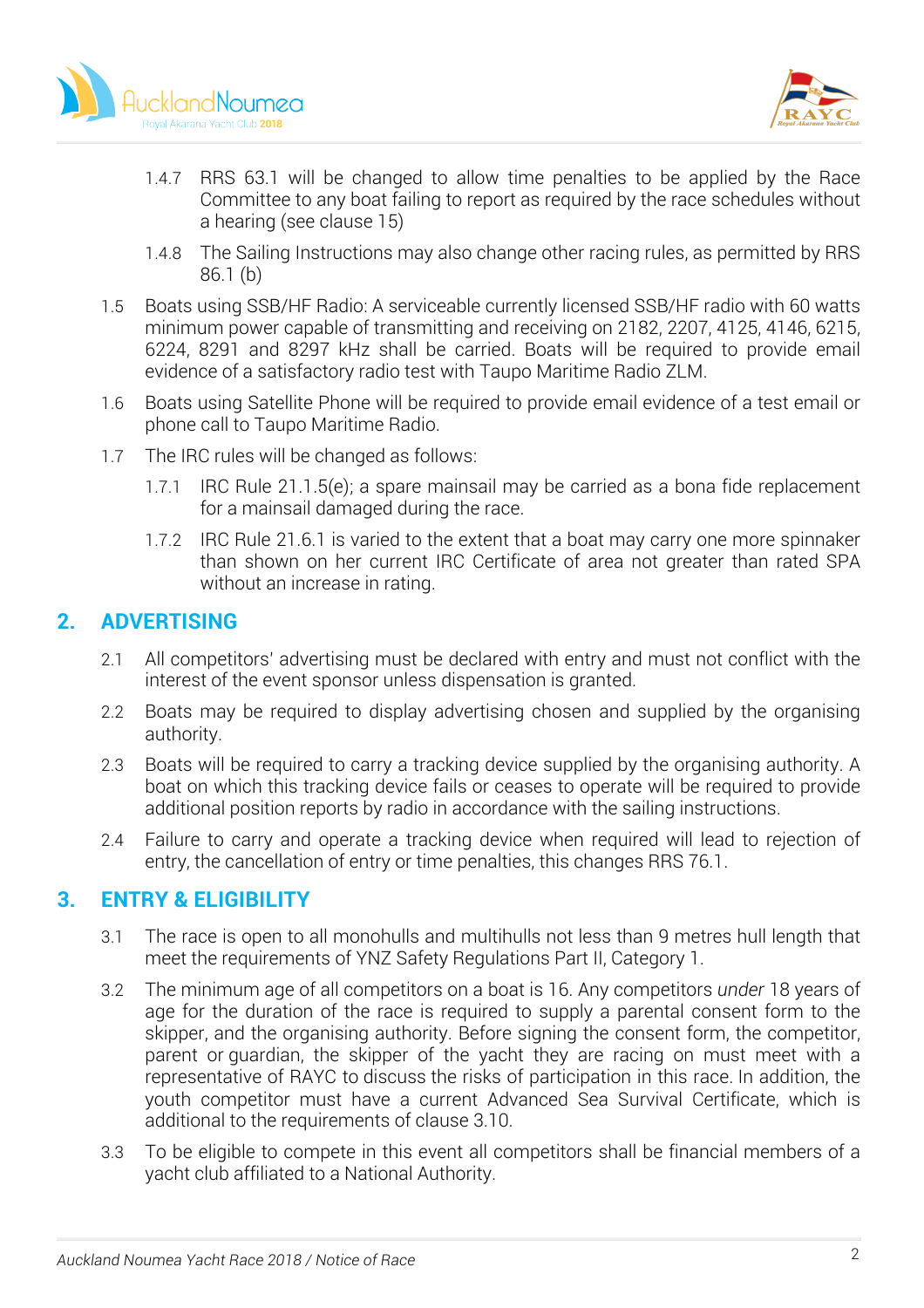1.4.7 RRS 63.1 will be changed to allow time penalties to be applied by the Race Committee to any boat failing to report as required by the race schedules without a hearing (see clause 15)

1.4.8 The Sailing Instructions may also change other racing rules, as permitted by RRS 86.1 (b)

1.5 Boats using SSB/HF Radio: A serviceable currently licensed SSB/HF radio with 60 watts minimum power capable of transmitting and receiving on 2182, 2207, 4125, 4146, 6215, 6224, 8291 and 8297 kHz shall be carried. Boats will be required to provide email evidence of a satisfactory radio test with Taupo Maritime Radio ZLM.

1.6 Boats using Satellite Phone will be required to provide email evidence of a test email or phone call to Taupo Maritime Radio.

1.7 The IRC rules will be changed as follows:

1.7.1 IRC Rule 21.1.5(e); a spare mainsail may be carried as a bona fide replacement for a mainsail damaged during the race.

1.7.2 IRC Rule 21.6.1 is varied to the extent that a boat may carry one more spinnaker than shown on her current IRC Certificate of area not greater than rated SPA without an increase in rating.

## 2. ADVERTISING

2.1 All competitors' advertising must be declared with entry and must not conflict with the interest of the event sponsor unless dispensation is granted.

2.2 Boats may be required to display advertising chosen and supplied by the organising authority.

2.3 Boats will be required to carry a tracking device supplied by the organising authority. A boat on which this tracking device fails or ceases to operate will be required to provide additional position reports by radio in accordance with the sailing instructions.

2.4 Failure to carry and operate a tracking device when required will lead to rejection of entry, the cancellation of entry or time penalties, this changes RRS 76.1.

## 3. ENTRY & ELIGIBILITY

3.1 The race is open to all monohulls and multihulls not less than 9 metres hull length that meet the requirements of YNZ Safety Regulations Part II, Category 1.

3.2 The minimum age of all competitors on a boat is 16. Any competitors *under* 18 years of age for the duration of the race is required to supply a parental consent form to the skipper, and the organising authority. Before signing the consent form, the competitor, parent or guardian, the skipper of the yacht they are racing on must meet with a representative of RAYC to discuss the risks of participation in this race. In addition, the youth competitor must have a current Advanced Sea Survival Certificate, which is additional to the requirements of clause 3.10.

3.3 To be eligible to compete in this event all competitors shall be financial members of a yacht club affiliated to a National Authority.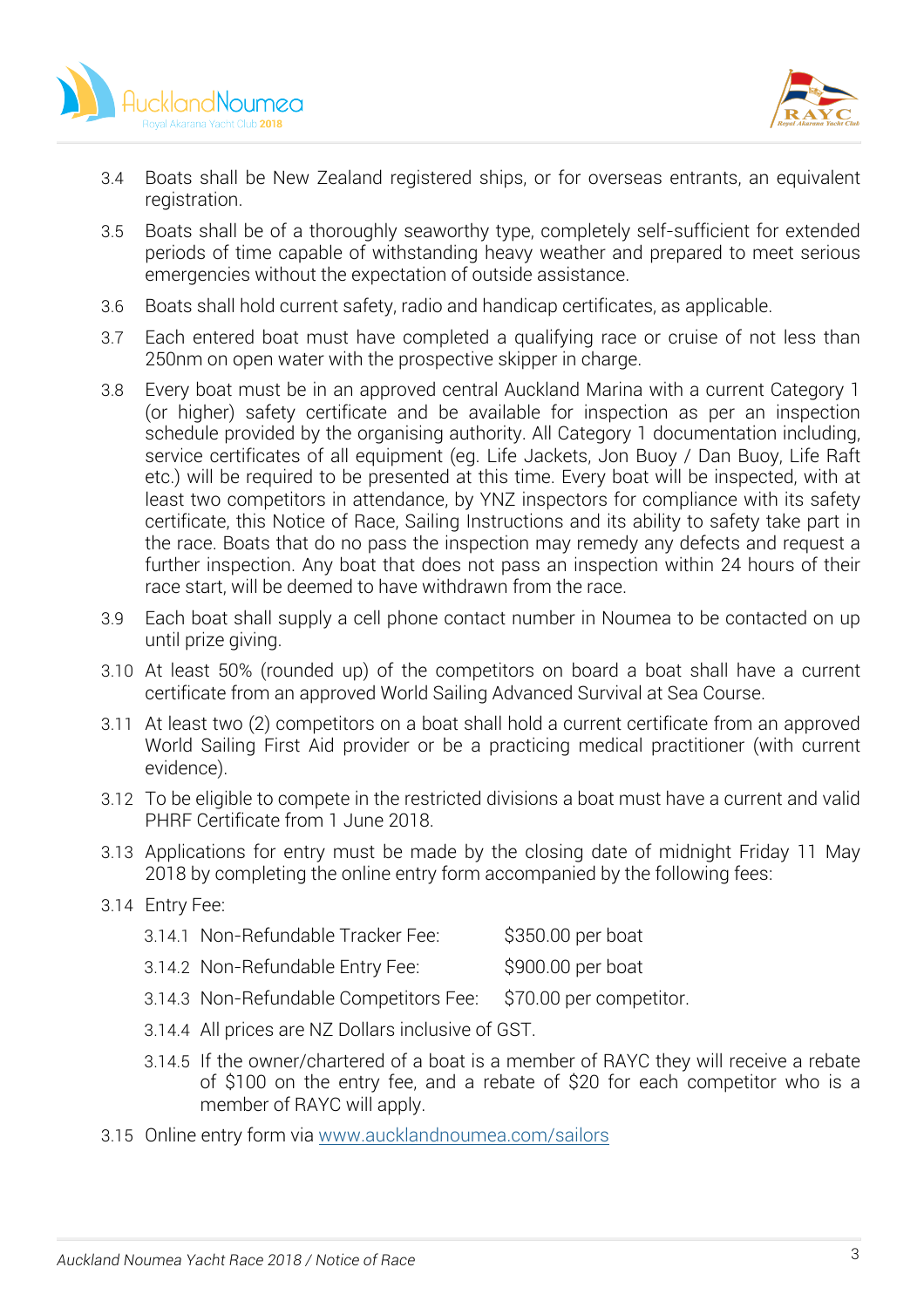3.4 Boats shall be New Zealand registered ships, or for overseas entrants, an equivalent registration.

3.5 Boats shall be of a thoroughly seaworthy type, completely self-sufficient for extended periods of time capable of withstanding heavy weather and prepared to meet serious emergencies without the expectation of outside assistance.

3.6 Boats shall hold current safety, radio and handicap certificates, as applicable.

3.7 Each entered boat must have completed a qualifying race or cruise of not less than 250nm on open water with the prospective skipper in charge.

3.8 Every boat must be in an approved central Auckland Marina with a current Category 1 (or higher) safety certificate and be available for inspection as per an inspection schedule provided by the organising authority. All Category 1 documentation including, service certificates of all equipment (eg. Life Jackets, Jon Buoy / Dan Buoy, Life Raft etc.) will be required to be presented at this time. Every boat will be inspected, with at least two competitors in attendance, by YNZ inspectors for compliance with its safety certificate, this Notice of Race, Sailing Instructions and its ability to safety take part in the race. Boats that do no pass the inspection may remedy any defects and request a further inspection. Any boat that does not pass an inspection within 24 hours of their race start, will be deemed to have withdrawn from the race.

3.9 Each boat shall supply a cell phone contact number in Noumea to be contacted on up until prize giving.

3.10 At least 50% (rounded up) of the competitors on board a boat shall have a current certificate from an approved World Sailing Advanced Survival at Sea Course.

3.11 At least two (2) competitors on a boat shall hold a current certificate from an approved World Sailing First Aid provider or be a practicing medical practitioner (with current evidence).

3.12 To be eligible to compete in the restricted divisions a boat must have a current and valid PHRF Certificate from 1 June 2018.

3.13 Applications for entry must be made by the closing date of midnight Friday 11 May 2018 by completing the online entry form accompanied by the following fees:

3.14 Entry Fee:

- 3.14.1 Non-Refundable Tracker Fee: $350.00 per boat
- 3.14.2 Non-Refundable Entry Fee: $900.00 per boat
- 3.14.3 Non-Refundable Competitors Fee: $70.00 per competitor.
- 3.14.4 All prices are NZ Dollars inclusive of GST.
- 3.14.5 If the owner/chartered of a boat is a member of RAYC they will receive a rebate of $100 on the entry fee, and a rebate of $20 for each competitor who is a member of RAYC will apply.

3.15 Online entry form via [www.aucklandnoumea.com/sailors](www.aucklandnoumea.com/sailors)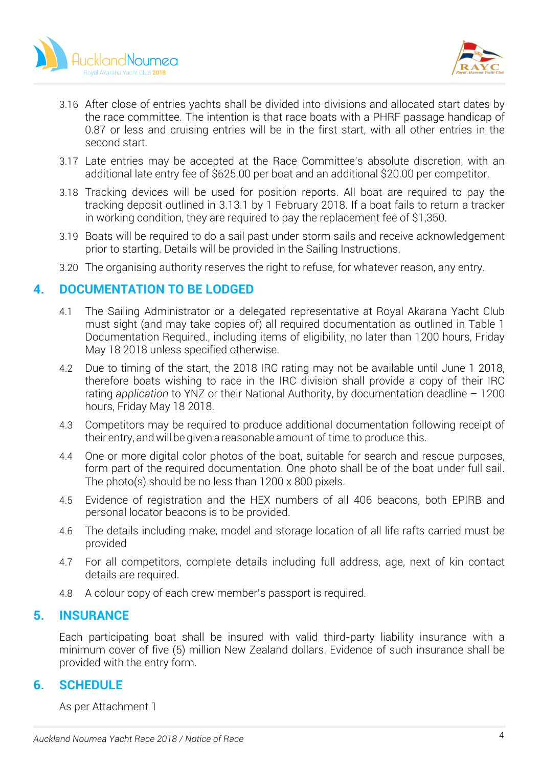3.16 After close of entries yachts shall be divided into divisions and allocated start dates by the race committee. The intention is that race boats with a PHRF passage handicap of 0.87 or less and cruising entries will be in the first start, with all other entries in the second start.

3.17 Late entries may be accepted at the Race Committee's absolute discretion, with an additional late entry fee of $625.00 per boat and an additional $20.00 per competitor.

3.18 Tracking devices will be used for position reports. All boat are required to pay the tracking deposit outlined in 3.13.1 by 1 February 2018. If a boat fails to return a tracker in working condition, they are required to pay the replacement fee of $1,350.

3.19 Boats will be required to do a sail past under storm sails and receive acknowledgement prior to starting. Details will be provided in the Sailing Instructions.

3.20 The organising authority reserves the right to refuse, for whatever reason, any entry.

## 4. DOCUMENTATION TO BE LODGED

4.1 The Sailing Administrator or a delegated representative at Royal Akarana Yacht Club must sight (and may take copies of) all required documentation as outlined in Table 1 Documentation Required., including items of eligibility, no later than 1200 hours, Friday May 18 2018 unless specified otherwise.

4.2 Due to timing of the start, the 2018 IRC rating may not be available until June 1 2018, therefore boats wishing to race in the IRC division shall provide a copy of their IRC rating *application* to YNZ or their National Authority, by documentation deadline – 1200 hours, Friday May 18 2018.

4.3 Competitors may be required to produce additional documentation following receipt of their entry, and will be given a reasonable amount of time to produce this.

4.4 One or more digital color photos of the boat, suitable for search and rescue purposes, form part of the required documentation. One photo shall be of the boat under full sail. The photo(s) should be no less than 1200 x 800 pixels.

4.5 Evidence of registration and the HEX numbers of all 406 beacons, both EPIRB and personal locator beacons is to be provided.

4.6 The details including make, model and storage location of all life rafts carried must be provided

4.7 For all competitors, complete details including full address, age, next of kin contact details are required.

4.8 A colour copy of each crew member's passport is required.

## 5. INSURANCE

Each participating boat shall be insured with valid third-party liability insurance with a minimum cover of five (5) million New Zealand dollars. Evidence of such insurance shall be provided with the entry form.

## 6. SCHEDULE

As per Attachment 1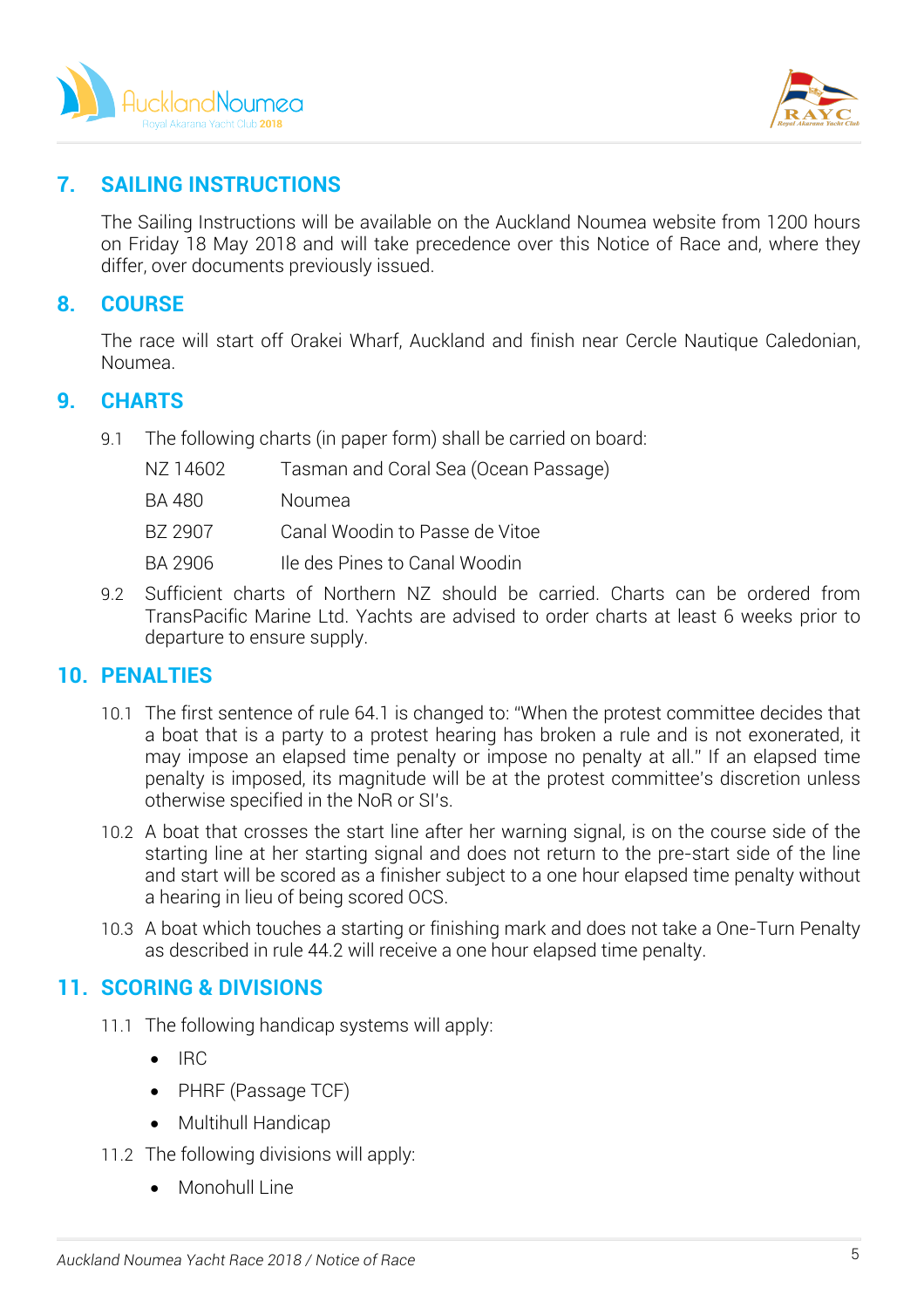## 7. SAILING INSTRUCTIONS

The Sailing Instructions will be available on the Auckland Noumea website from 1200 hours on Friday 18 May 2018 and will take precedence over this Notice of Race and, where they differ, over documents previously issued.

## 8. COURSE

The race will start off Orakei Wharf, Auckland and finish near Cercle Nautique Caledonian, Noumea.

## 9. CHARTS

9.1 The following charts (in paper form) shall be carried on board:

| | |
|---|---|
| NZ 14602 | Tasman and Coral Sea (Ocean Passage) |
| BA 480 | Noumea |
| BZ 2907 | Canal Woodin to Passe de Vitoe |
| BA 2906 | Ile des Pines to Canal Woodin |

9.2 Sufficient charts of Northern NZ should be carried. Charts can be ordered from TransPacific Marine Ltd. Yachts are advised to order charts at least 6 weeks prior to departure to ensure supply.

## 10. PENALTIES

10.1 The first sentence of rule 64.1 is changed to: "When the protest committee decides that a boat that is a party to a protest hearing has broken a rule and is not exonerated, it may impose an elapsed time penalty or impose no penalty at all." If an elapsed time penalty is imposed, its magnitude will be at the protest committee's discretion unless otherwise specified in the NoR or SI's.

10.2 A boat that crosses the start line after her warning signal, is on the course side of the starting line at her starting signal and does not return to the pre-start side of the line and start will be scored as a finisher subject to a one hour elapsed time penalty without a hearing in lieu of being scored OCS.

10.3 A boat which touches a starting or finishing mark and does not take a One-Turn Penalty as described in rule 44.2 will receive a one hour elapsed time penalty.

## 11. SCORING & DIVISIONS

11.1 The following handicap systems will apply:

- IRC
- PHRF (Passage TCF)
- Multihull Handicap

11.2 The following divisions will apply:

- Monohull Line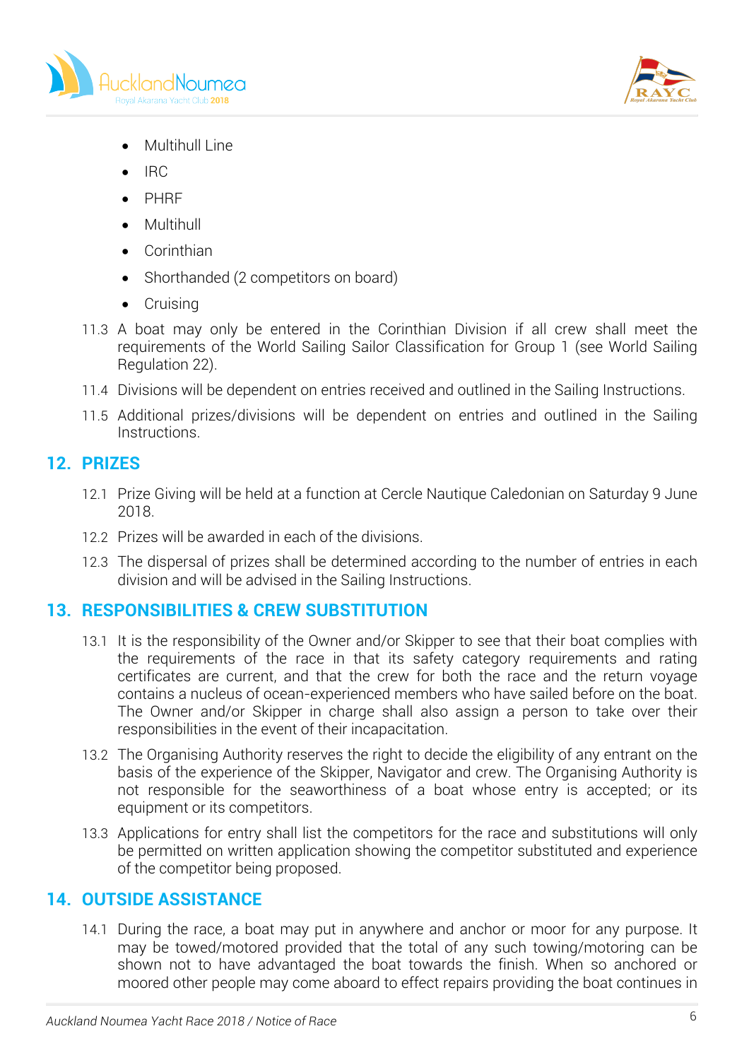- Multihull Line
- IRC
- PHRF
- Multihull
- Corinthian
- Shorthanded (2 competitors on board)
- Cruising

11.3 A boat may only be entered in the Corinthian Division if all crew shall meet the requirements of the World Sailing Sailor Classification for Group 1 (see World Sailing Regulation 22).

11.4 Divisions will be dependent on entries received and outlined in the Sailing Instructions.

11.5 Additional prizes/divisions will be dependent on entries and outlined in the Sailing Instructions.

## 12. PRIZES

12.1 Prize Giving will be held at a function at Cercle Nautique Caledonian on Saturday 9 June 2018.

12.2 Prizes will be awarded in each of the divisions.

12.3 The dispersal of prizes shall be determined according to the number of entries in each division and will be advised in the Sailing Instructions.

## 13. RESPONSIBILITIES & CREW SUBSTITUTION

13.1 It is the responsibility of the Owner and/or Skipper to see that their boat complies with the requirements of the race in that its safety category requirements and rating certificates are current, and that the crew for both the race and the return voyage contains a nucleus of ocean-experienced members who have sailed before on the boat. The Owner and/or Skipper in charge shall also assign a person to take over their responsibilities in the event of their incapacitation.

13.2 The Organising Authority reserves the right to decide the eligibility of any entrant on the basis of the experience of the Skipper, Navigator and crew. The Organising Authority is not responsible for the seaworthiness of a boat whose entry is accepted; or its equipment or its competitors.

13.3 Applications for entry shall list the competitors for the race and substitutions will only be permitted on written application showing the competitor substituted and experience of the competitor being proposed.

## 14. OUTSIDE ASSISTANCE

14.1 During the race, a boat may put in anywhere and anchor or moor for any purpose. It may be towed/motored provided that the total of any such towing/motoring can be shown not to have advantaged the boat towards the finish. When so anchored or moored other people may come aboard to effect repairs providing the boat continues in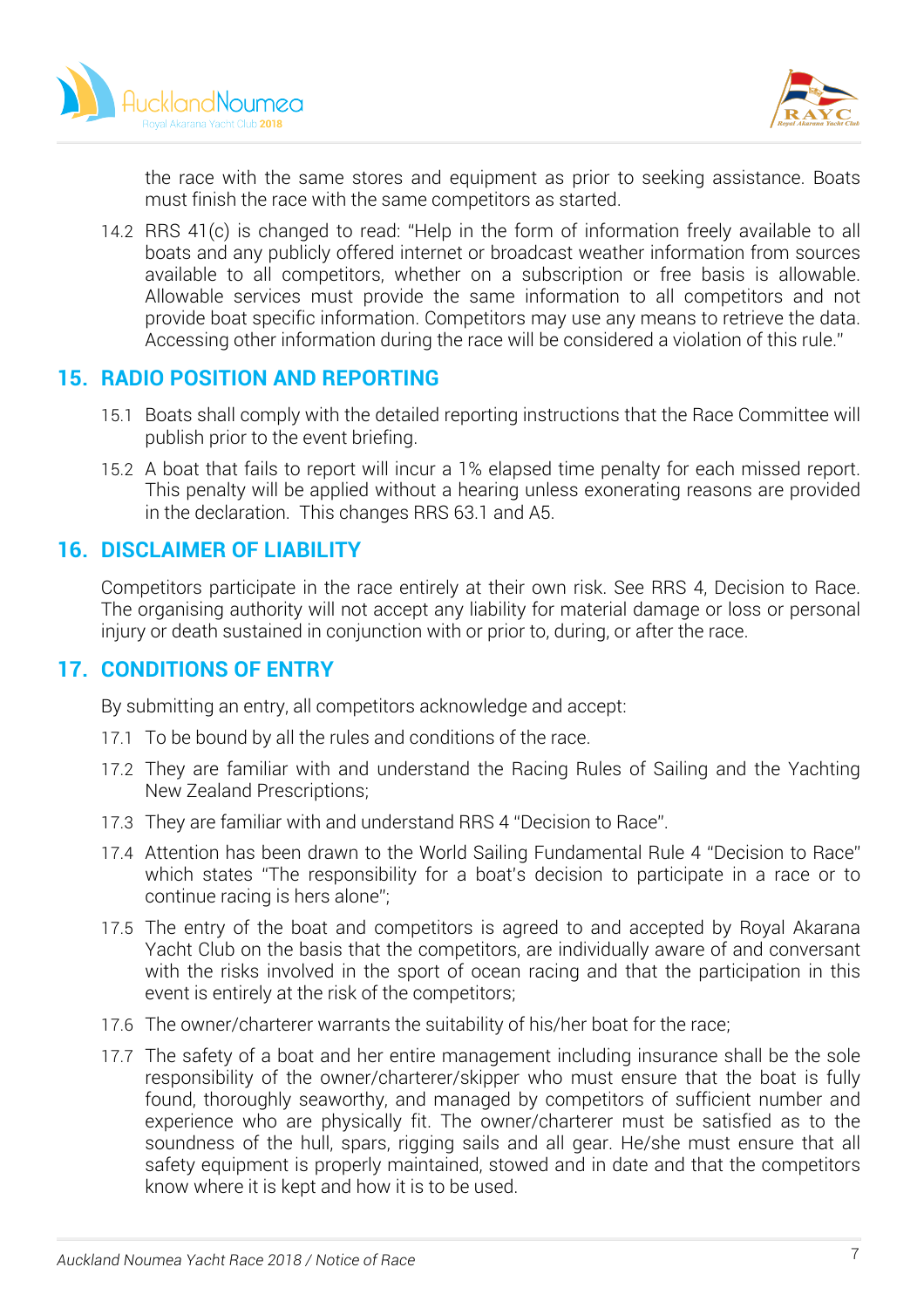the race with the same stores and equipment as prior to seeking assistance. Boats must finish the race with the same competitors as started.

14.2 RRS 41(c) is changed to read: "Help in the form of information freely available to all boats and any publicly offered internet or broadcast weather information from sources available to all competitors, whether on a subscription or free basis is allowable. Allowable services must provide the same information to all competitors and not provide boat specific information. Competitors may use any means to retrieve the data. Accessing other information during the race will be considered a violation of this rule."

## 15. RADIO POSITION AND REPORTING

15.1 Boats shall comply with the detailed reporting instructions that the Race Committee will publish prior to the event briefing.

15.2 A boat that fails to report will incur a 1% elapsed time penalty for each missed report. This penalty will be applied without a hearing unless exonerating reasons are provided in the declaration. This changes RRS 63.1 and A5.

## 16. DISCLAIMER OF LIABILITY

Competitors participate in the race entirely at their own risk. See RRS 4, Decision to Race. The organising authority will not accept any liability for material damage or loss or personal injury or death sustained in conjunction with or prior to, during, or after the race.

## 17. CONDITIONS OF ENTRY

By submitting an entry, all competitors acknowledge and accept:

17.1 To be bound by all the rules and conditions of the race.

17.2 They are familiar with and understand the Racing Rules of Sailing and the Yachting New Zealand Prescriptions;

17.3 They are familiar with and understand RRS 4 "Decision to Race".

17.4 Attention has been drawn to the World Sailing Fundamental Rule 4 "Decision to Race" which states "The responsibility for a boat's decision to participate in a race or to continue racing is hers alone";

17.5 The entry of the boat and competitors is agreed to and accepted by Royal Akarana Yacht Club on the basis that the competitors, are individually aware of and conversant with the risks involved in the sport of ocean racing and that the participation in this event is entirely at the risk of the competitors;

17.6 The owner/charterer warrants the suitability of his/her boat for the race;

17.7 The safety of a boat and her entire management including insurance shall be the sole responsibility of the owner/charterer/skipper who must ensure that the boat is fully found, thoroughly seaworthy, and managed by competitors of sufficient number and experience who are physically fit. The owner/charterer must be satisfied as to the soundness of the hull, spars, rigging sails and all gear. He/she must ensure that all safety equipment is properly maintained, stowed and in date and that the competitors know where it is kept and how it is to be used.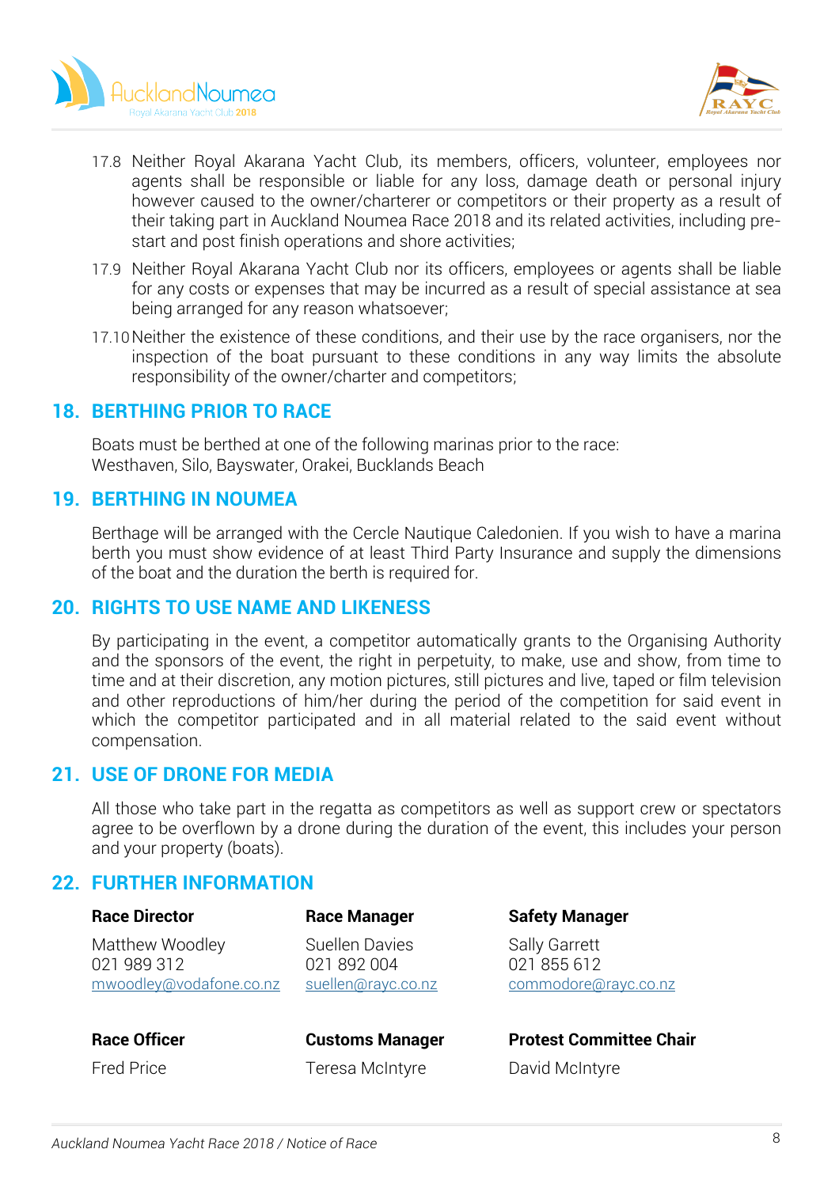17.8 Neither Royal Akarana Yacht Club, its members, officers, volunteer, employees nor agents shall be responsible or liable for any loss, damage death or personal injury however caused to the owner/charterer or competitors or their property as a result of their taking part in Auckland Noumea Race 2018 and its related activities, including pre-start and post finish operations and shore activities;

17.9 Neither Royal Akarana Yacht Club nor its officers, employees or agents shall be liable for any costs or expenses that may be incurred as a result of special assistance at sea being arranged for any reason whatsoever;

17.10 Neither the existence of these conditions, and their use by the race organisers, nor the inspection of the boat pursuant to these conditions in any way limits the absolute responsibility of the owner/charter and competitors;

## 18. BERTHING PRIOR TO RACE

Boats must be berthed at one of the following marinas prior to the race:
Westhaven, Silo, Bayswater, Orakei, Bucklands Beach

## 19. BERTHING IN NOUMEA

Berthage will be arranged with the Cercle Nautique Caledonien. If you wish to have a marina berth you must show evidence of at least Third Party Insurance and supply the dimensions of the boat and the duration the berth is required for.

## 20. RIGHTS TO USE NAME AND LIKENESS

By participating in the event, a competitor automatically grants to the Organising Authority and the sponsors of the event, the right in perpetuity, to make, use and show, from time to time and at their discretion, any motion pictures, still pictures and live, taped or film television and other reproductions of him/her during the period of the competition for said event in which the competitor participated and in all material related to the said event without compensation.

## 21. USE OF DRONE FOR MEDIA

All those who take part in the regatta as competitors as well as support crew or spectators agree to be overflown by a drone during the duration of the event, this includes your person and your property (boats).

## 22. FURTHER INFORMATION

**Race Director**
Matthew Woodley
021 989 312
mwoodley@vodafone.co.nz

**Race Manager**
Suellen Davies
021 892 004
suellen@rayc.co.nz

**Safety Manager**
Sally Garrett
021 855 612
commodore@rayc.co.nz

**Race Officer**
Fred Price

**Customs Manager**
Teresa McIntyre

**Protest Committee Chair**
David McIntyre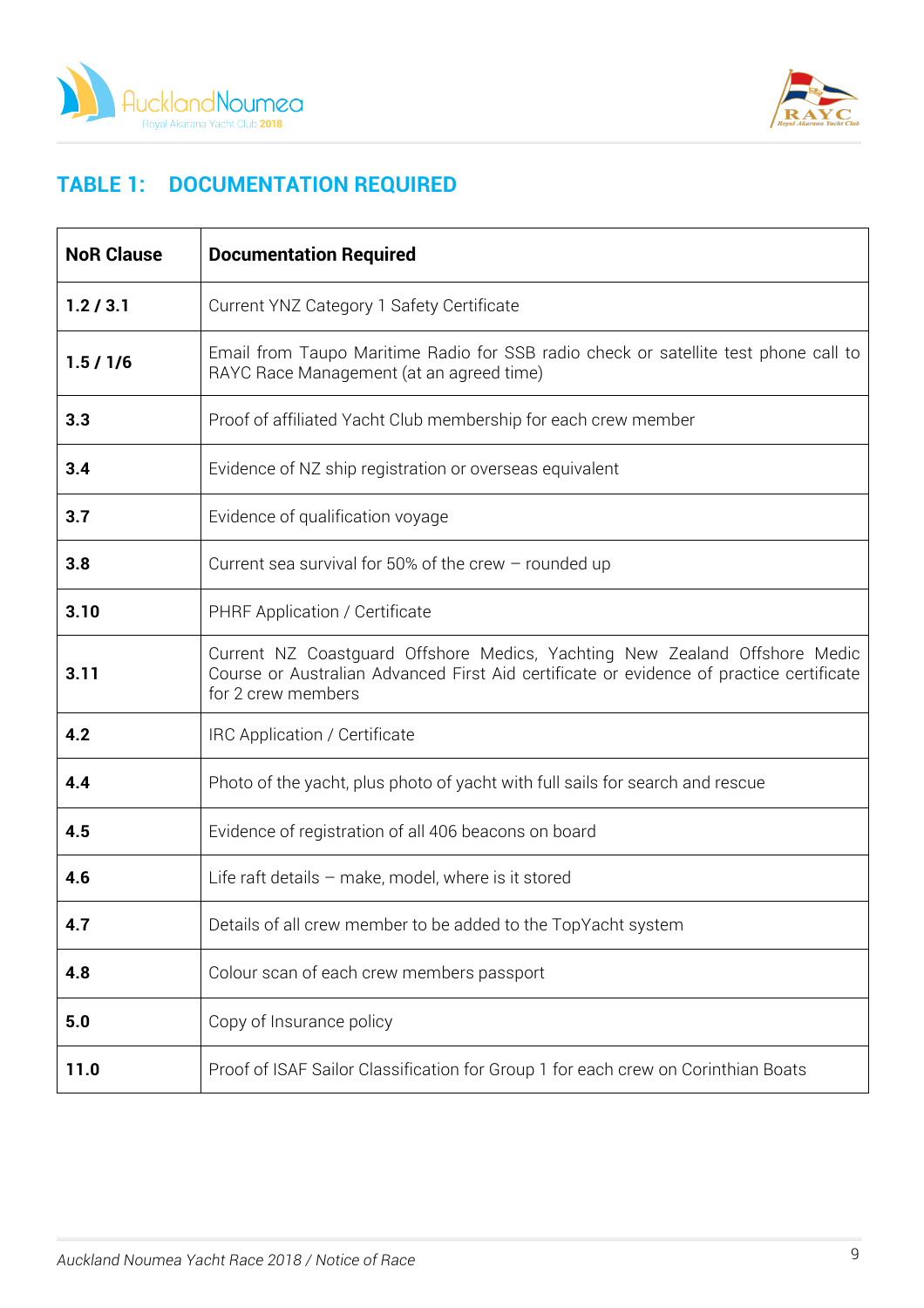## TABLE 1: DOCUMENTATION REQUIRED

| NoR Clause | Documentation Required |
|---|---|
| **1.2 / 3.1** | Current YNZ Category 1 Safety Certificate |
| **1.5 / 1/6** | Email from Taupo Maritime Radio for SSB radio check or satellite test phone call to RAYC Race Management (at an agreed time) |
| **3.3** | Proof of affiliated Yacht Club membership for each crew member |
| **3.4** | Evidence of NZ ship registration or overseas equivalent |
| **3.7** | Evidence of qualification voyage |
| **3.8** | Current sea survival for 50% of the crew – rounded up |
| **3.10** | PHRF Application / Certificate |
| **3.11** | Current NZ Coastguard Offshore Medics, Yachting New Zealand Offshore Medic Course or Australian Advanced First Aid certificate or evidence of practice certificate for 2 crew members |
| **4.2** | IRC Application / Certificate |
| **4.4** | Photo of the yacht, plus photo of yacht with full sails for search and rescue |
| **4.5** | Evidence of registration of all 406 beacons on board |
| **4.6** | Life raft details – make, model, where is it stored |
| **4.7** | Details of all crew member to be added to the TopYacht system |
| **4.8** | Colour scan of each crew members passport |
| **5.0** | Copy of Insurance policy |
| **11.0** | Proof of ISAF Sailor Classification for Group 1 for each crew on Corinthian Boats |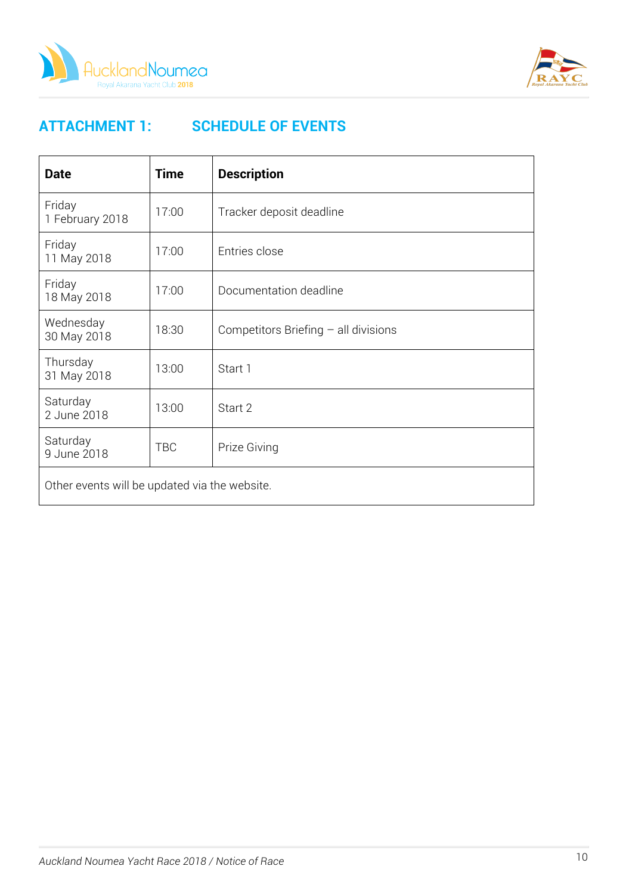## ATTACHMENT 1: SCHEDULE OF EVENTS

| Date | Time | Description |
|---|---|---|
| Friday 1 February 2018 | 17:00 | Tracker deposit deadline |
| Friday 11 May 2018 | 17:00 | Entries close |
| Friday 18 May 2018 | 17:00 | Documentation deadline |
| Wednesday 30 May 2018 | 18:30 | Competitors Briefing – all divisions |
| Thursday 31 May 2018 | 13:00 | Start 1 |
| Saturday 2 June 2018 | 13:00 | Start 2 |
| Saturday 9 June 2018 | TBC | Prize Giving |
| Other events will be updated via the website. | | |